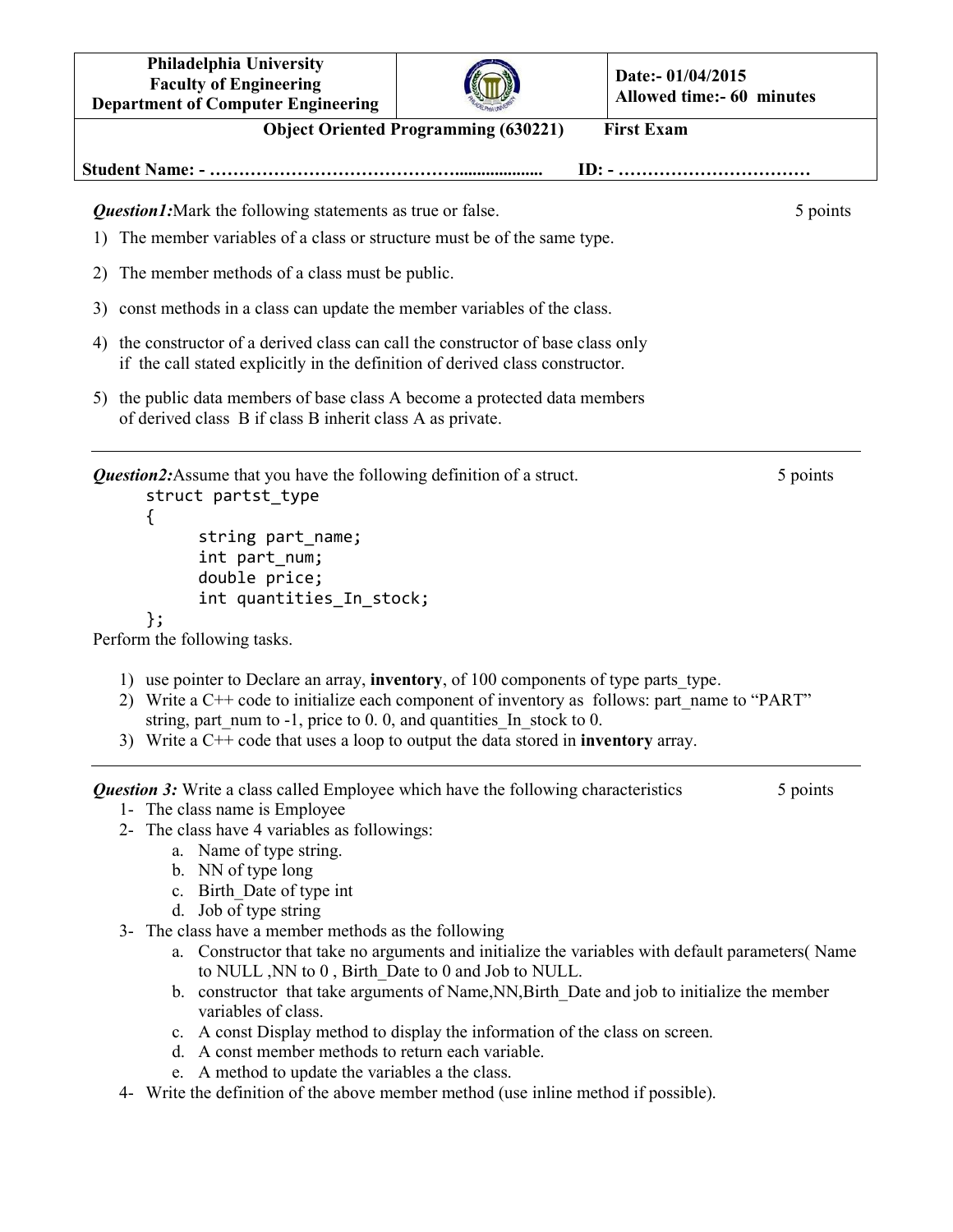| Philadelphia University<br>Faculty of Engineering<br>Department of Computer Engineering | | Date:- 01/04/2015<br>Allowed time:- 60 minutes |
|---|---|---|

**Object Oriented Programming (630221) First Exam**

**Student Name: - …………………………………….................... ID: - ……………………………**

***Question1:*** Mark the following statements as true or false. 5 points

1) The member variables of a class or structure must be of the same type.
2) The member methods of a class must be public.
3) const methods in a class can update the member variables of the class.
4) the constructor of a derived class can call the constructor of base class only if the call stated explicitly in the definition of derived class constructor.
5) the public data members of base class A become a protected data members of derived class B if class B inherit class A as private.

---

***Question2:*** Assume that you have the following definition of a struct. 5 points

```
struct partst_type
{
      string part_name;
      int part_num;
      double price;
      int quantities_In_stock;
};
```

Perform the following tasks.

1) use pointer to Declare an array, **inventory**, of 100 components of type parts_type.
2) Write a C++ code to initialize each component of inventory as follows: part_name to "PART" string, part_num to -1, price to 0. 0, and quantities_In_stock to 0.
3) Write a C++ code that uses a loop to output the data stored in **inventory** array.

---

***Question 3:*** Write a class called Employee which have the following characteristics 5 points

1- The class name is Employee
2- The class have 4 variables as followings:
   a. Name of type string.
   b. NN of type long
   c. Birth_Date of type int
   d. Job of type string
3- The class have a member methods as the following
   a. Constructor that take no arguments and initialize the variables with default parameters( Name to NULL ,NN to 0 , Birth_Date to 0 and Job to NULL.
   b. constructor that take arguments of Name,NN,Birth_Date and job to initialize the member variables of class.
   c. A const Display method to display the information of the class on screen.
   d. A const member methods to return each variable.
   e. A method to update the variables a the class.
4- Write the definition of the above member method (use inline method if possible).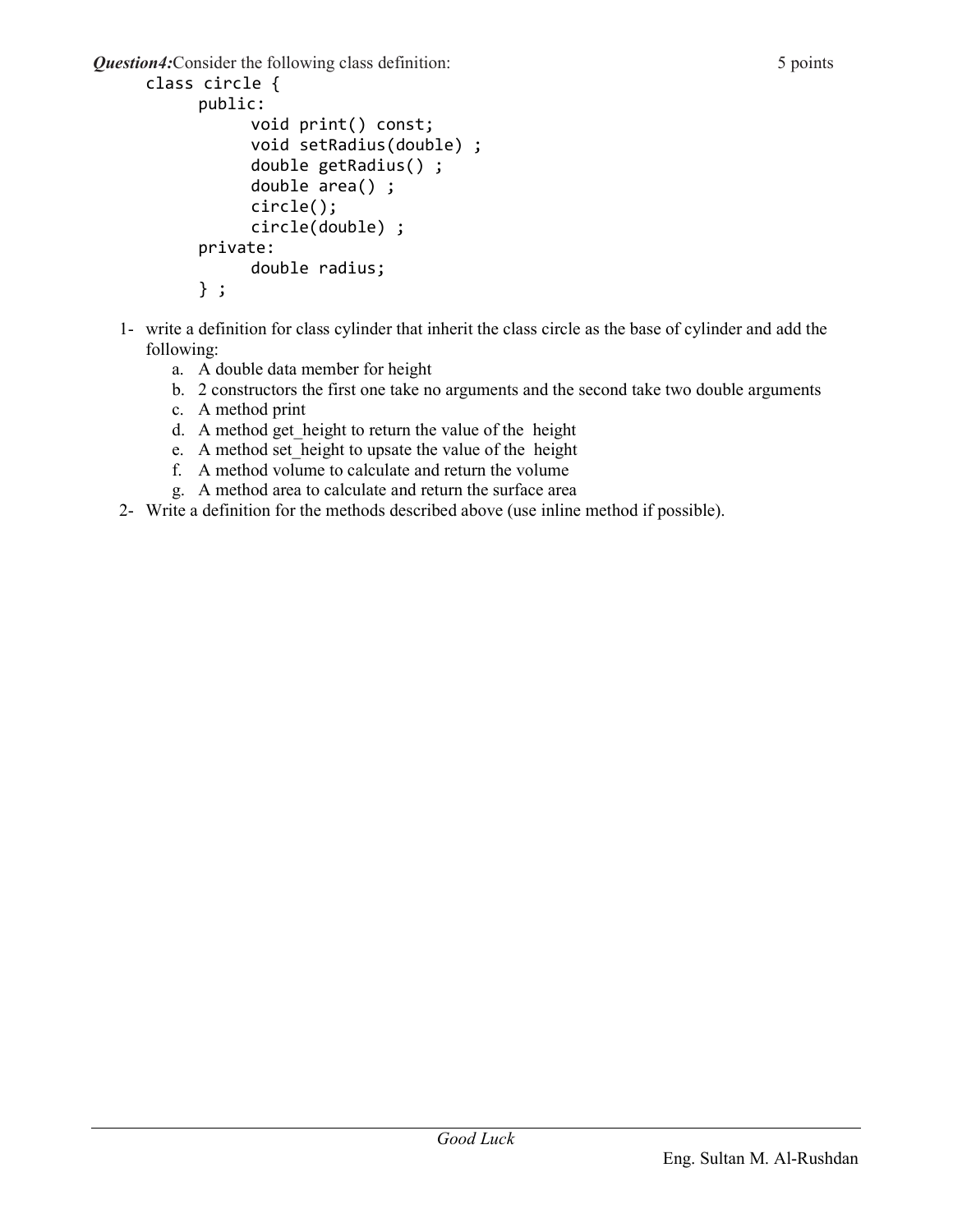***Question4:***Consider the following class definition: 5 points

```
class circle {
      public:
            void print() const;
            void setRadius(double) ;
            double getRadius() ;
            double area() ;
            circle();
            circle(double) ;
      private:
            double radius;
      } ;
```

1- write a definition for class cylinder that inherit the class circle as the base of cylinder and add the following:
   a. A double data member for height
   b. 2 constructors the first one take no arguments and the second take two double arguments
   c. A method print
   d. A method get_height to return the value of the height
   e. A method set_height to upsate the value of the height
   f. A method volume to calculate and return the volume
   g. A method area to calculate and return the surface area
2- Write a definition for the methods described above (use inline method if possible).

*Good Luck*

Eng. Sultan M. Al-Rushdan